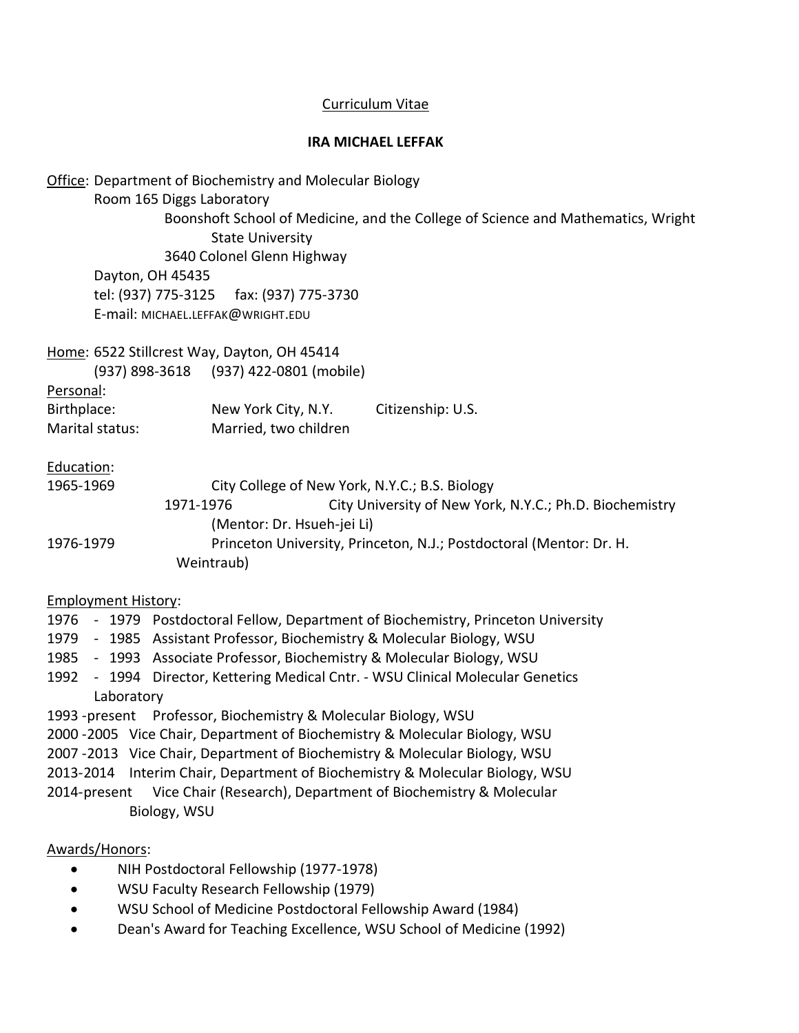Curriculum Vitae

**IRA MICHAEL LEFFAK**

Office: Department of Biochemistry and Molecular Biology
Room 165 Diggs Laboratory
Boonshoft School of Medicine, and the College of Science and Mathematics, Wright State University
3640 Colonel Glenn Highway
Dayton, OH 45435
tel: (937) 775-3125 fax: (937) 775-3730
E-mail: MICHAEL.LEFFAK@WRIGHT.EDU

Home: 6522 Stillcrest Way, Dayton, OH 45414
(937) 898-3618 (937) 422-0801 (mobile)

Personal:
Birthplace: New York City, N.Y. Citizenship: U.S.
Marital status: Married, two children

Education:
1965-1969 City College of New York, N.Y.C.; B.S. Biology
1971-1976 City University of New York, N.Y.C.; Ph.D. Biochemistry (Mentor: Dr. Hsueh-jei Li)
1976-1979 Princeton University, Princeton, N.J.; Postdoctoral (Mentor: Dr. H. Weintraub)

Employment History:
1976 - 1979 Postdoctoral Fellow, Department of Biochemistry, Princeton University
1979 - 1985 Assistant Professor, Biochemistry & Molecular Biology, WSU
1985 - 1993 Associate Professor, Biochemistry & Molecular Biology, WSU
1992 - 1994 Director, Kettering Medical Cntr. - WSU Clinical Molecular Genetics Laboratory
1993 -present Professor, Biochemistry & Molecular Biology, WSU
2000 -2005 Vice Chair, Department of Biochemistry & Molecular Biology, WSU
2007 -2013 Vice Chair, Department of Biochemistry & Molecular Biology, WSU
2013-2014 Interim Chair, Department of Biochemistry & Molecular Biology, WSU
2014-present Vice Chair (Research), Department of Biochemistry & Molecular Biology, WSU

Awards/Honors:

- NIH Postdoctoral Fellowship (1977-1978)
- WSU Faculty Research Fellowship (1979)
- WSU School of Medicine Postdoctoral Fellowship Award (1984)
- Dean's Award for Teaching Excellence, WSU School of Medicine (1992)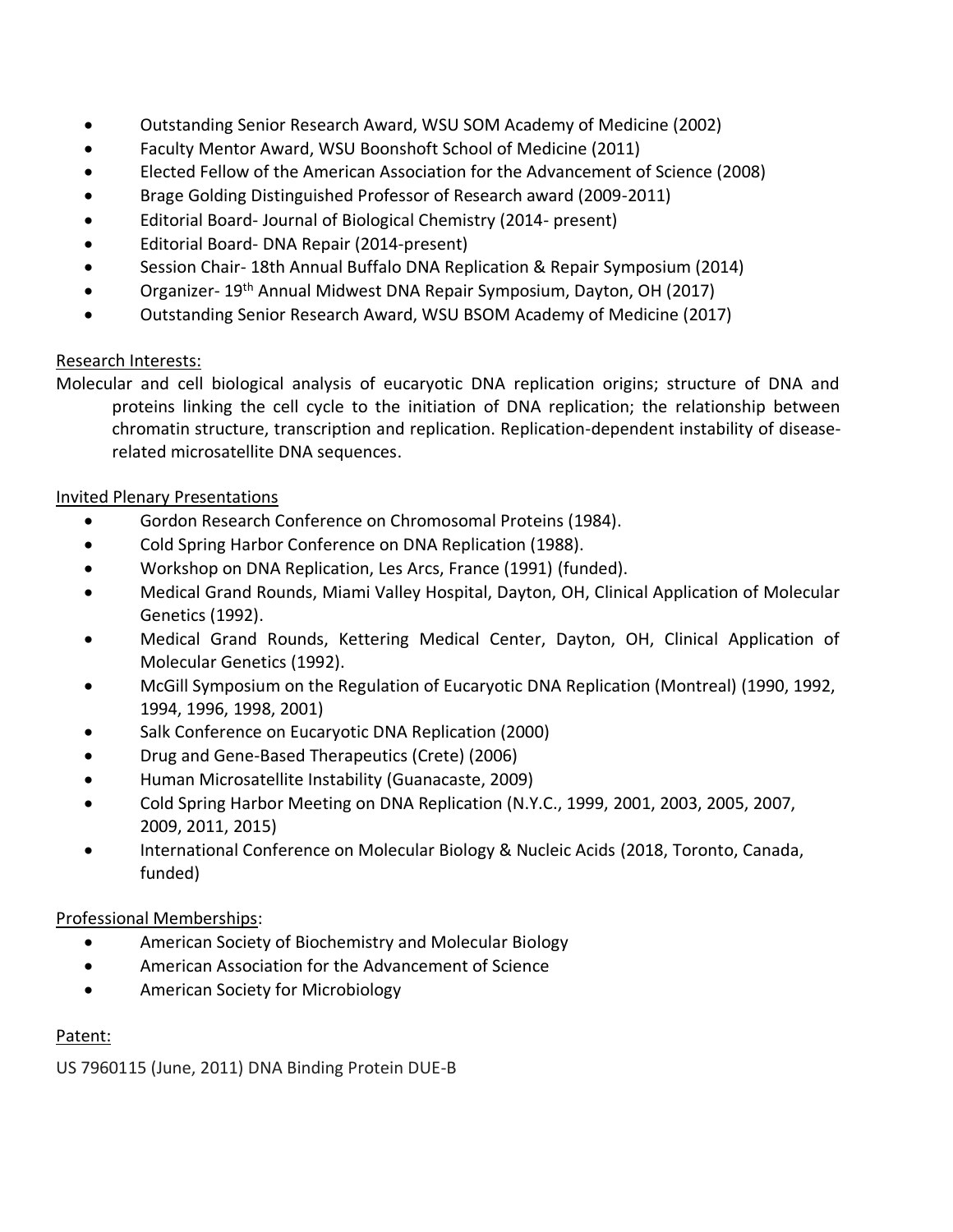- Outstanding Senior Research Award, WSU SOM Academy of Medicine (2002)
- Faculty Mentor Award, WSU Boonshoft School of Medicine (2011)
- Elected Fellow of the American Association for the Advancement of Science (2008)
- Brage Golding Distinguished Professor of Research award (2009-2011)
- Editorial Board- Journal of Biological Chemistry (2014- present)
- Editorial Board- DNA Repair (2014-present)
- Session Chair- 18th Annual Buffalo DNA Replication & Repair Symposium (2014)
- Organizer- 19th Annual Midwest DNA Repair Symposium, Dayton, OH (2017)
- Outstanding Senior Research Award, WSU BSOM Academy of Medicine (2017)

Research Interests:

Molecular and cell biological analysis of eucaryotic DNA replication origins; structure of DNA and proteins linking the cell cycle to the initiation of DNA replication; the relationship between chromatin structure, transcription and replication. Replication-dependent instability of disease-related microsatellite DNA sequences.

Invited Plenary Presentations

- Gordon Research Conference on Chromosomal Proteins (1984).
- Cold Spring Harbor Conference on DNA Replication (1988).
- Workshop on DNA Replication, Les Arcs, France (1991) (funded).
- Medical Grand Rounds, Miami Valley Hospital, Dayton, OH, Clinical Application of Molecular Genetics (1992).
- Medical Grand Rounds, Kettering Medical Center, Dayton, OH, Clinical Application of Molecular Genetics (1992).
- McGill Symposium on the Regulation of Eucaryotic DNA Replication (Montreal) (1990, 1992, 1994, 1996, 1998, 2001)
- Salk Conference on Eucaryotic DNA Replication (2000)
- Drug and Gene-Based Therapeutics (Crete) (2006)
- Human Microsatellite Instability (Guanacaste, 2009)
- Cold Spring Harbor Meeting on DNA Replication (N.Y.C., 1999, 2001, 2003, 2005, 2007, 2009, 2011, 2015)
- International Conference on Molecular Biology & Nucleic Acids (2018, Toronto, Canada, funded)

Professional Memberships:

- American Society of Biochemistry and Molecular Biology
- American Association for the Advancement of Science
- American Society for Microbiology

Patent:

US 7960115 (June, 2011) DNA Binding Protein DUE-B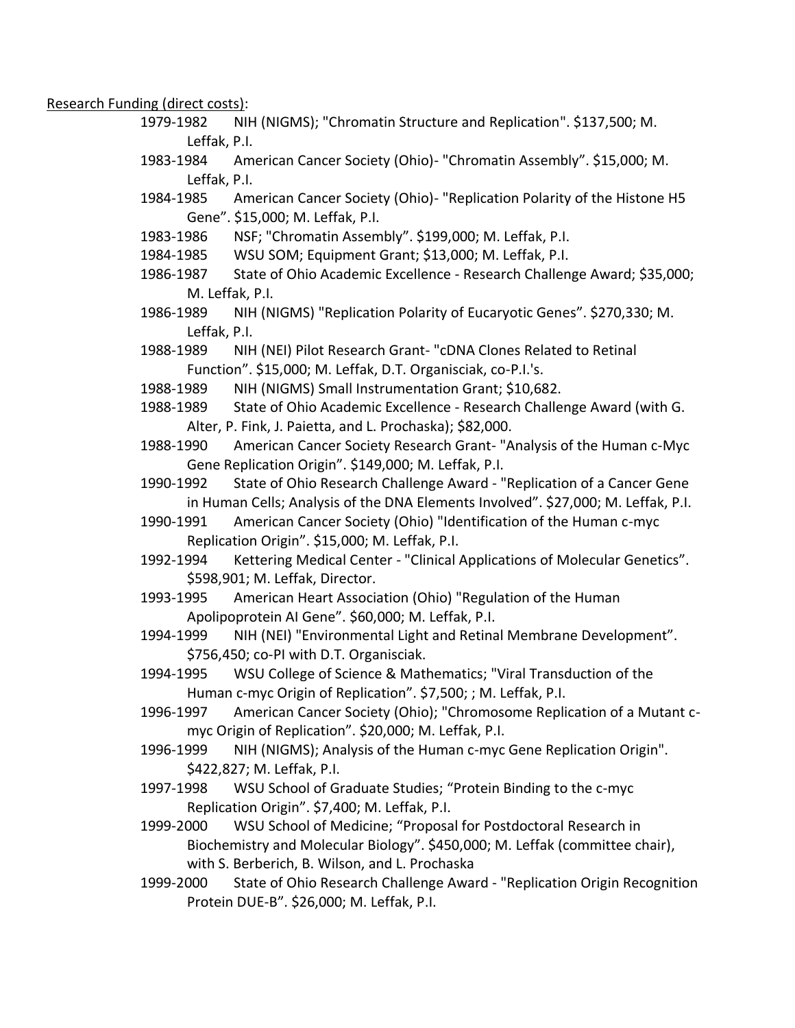<u>Research Funding (direct costs)</u>:

- 1979-1982 NIH (NIGMS); "Chromatin Structure and Replication". $137,500; M. Leffak, P.I.
- 1983-1984 American Cancer Society (Ohio)- "Chromatin Assembly". $15,000; M. Leffak, P.I.
- 1984-1985 American Cancer Society (Ohio)- "Replication Polarity of the Histone H5 Gene". $15,000; M. Leffak, P.I.
- 1983-1986 NSF; "Chromatin Assembly". $199,000; M. Leffak, P.I.
- 1984-1985 WSU SOM; Equipment Grant; $13,000; M. Leffak, P.I.
- 1986-1987 State of Ohio Academic Excellence - Research Challenge Award; $35,000; M. Leffak, P.I.
- 1986-1989 NIH (NIGMS) "Replication Polarity of Eucaryotic Genes". $270,330; M. Leffak, P.I.
- 1988-1989 NIH (NEI) Pilot Research Grant- "cDNA Clones Related to Retinal Function". $15,000; M. Leffak, D.T. Organisciak, co-P.I.'s.
- 1988-1989 NIH (NIGMS) Small Instrumentation Grant; $10,682.
- 1988-1989 State of Ohio Academic Excellence - Research Challenge Award (with G. Alter, P. Fink, J. Paietta, and L. Prochaska); $82,000.
- 1988-1990 American Cancer Society Research Grant- "Analysis of the Human c-Myc Gene Replication Origin". $149,000; M. Leffak, P.I.
- 1990-1992 State of Ohio Research Challenge Award - "Replication of a Cancer Gene in Human Cells; Analysis of the DNA Elements Involved". $27,000; M. Leffak, P.I.
- 1990-1991 American Cancer Society (Ohio) "Identification of the Human c-myc Replication Origin". $15,000; M. Leffak, P.I.
- 1992-1994 Kettering Medical Center - "Clinical Applications of Molecular Genetics". $598,901; M. Leffak, Director.
- 1993-1995 American Heart Association (Ohio) "Regulation of the Human Apolipoprotein AI Gene". $60,000; M. Leffak, P.I.
- 1994-1999 NIH (NEI) "Environmental Light and Retinal Membrane Development". $756,450; co-PI with D.T. Organisciak.
- 1994-1995 WSU College of Science & Mathematics; "Viral Transduction of the Human c-myc Origin of Replication". $7,500; ; M. Leffak, P.I.
- 1996-1997 American Cancer Society (Ohio); "Chromosome Replication of a Mutant c-myc Origin of Replication". $20,000; M. Leffak, P.I.
- 1996-1999 NIH (NIGMS); Analysis of the Human c-myc Gene Replication Origin". $422,827; M. Leffak, P.I.
- 1997-1998 WSU School of Graduate Studies; "Protein Binding to the c-myc Replication Origin". $7,400; M. Leffak, P.I.
- 1999-2000 WSU School of Medicine; "Proposal for Postdoctoral Research in Biochemistry and Molecular Biology". $450,000; M. Leffak (committee chair), with S. Berberich, B. Wilson, and L. Prochaska
- 1999-2000 State of Ohio Research Challenge Award - "Replication Origin Recognition Protein DUE-B". $26,000; M. Leffak, P.I.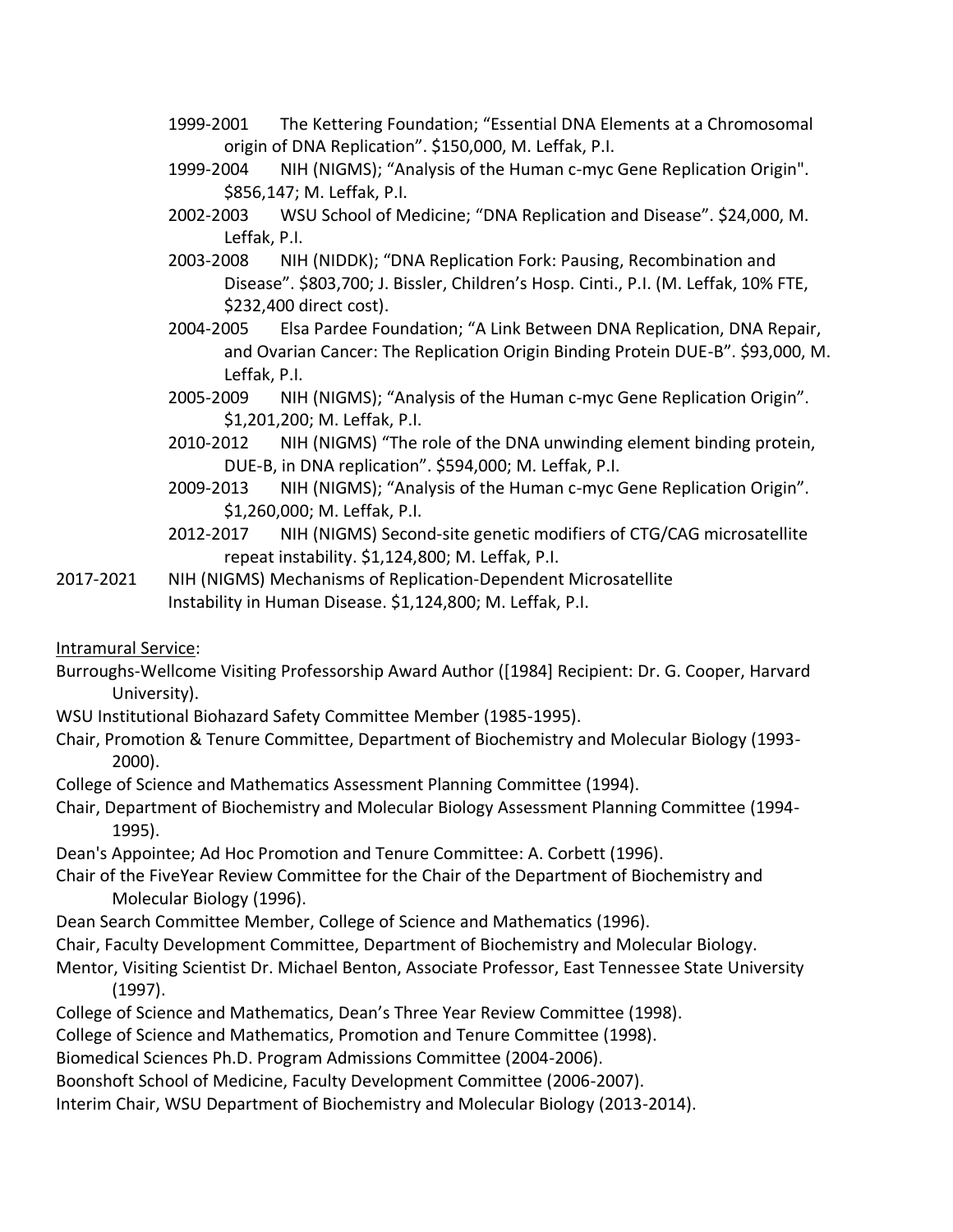1999-2001 The Kettering Foundation; "Essential DNA Elements at a Chromosomal origin of DNA Replication". $150,000, M. Leffak, P.I.

1999-2004 NIH (NIGMS); "Analysis of the Human c-myc Gene Replication Origin". $856,147; M. Leffak, P.I.

2002-2003 WSU School of Medicine; "DNA Replication and Disease". $24,000, M. Leffak, P.I.

2003-2008 NIH (NIDDK); "DNA Replication Fork: Pausing, Recombination and Disease". $803,700; J. Bissler, Children's Hosp. Cinti., P.I. (M. Leffak, 10% FTE, $232,400 direct cost).

2004-2005 Elsa Pardee Foundation; "A Link Between DNA Replication, DNA Repair, and Ovarian Cancer: The Replication Origin Binding Protein DUE-B". $93,000, M. Leffak, P.I.

2005-2009 NIH (NIGMS); "Analysis of the Human c-myc Gene Replication Origin". $1,201,200; M. Leffak, P.I.

2010-2012 NIH (NIGMS) "The role of the DNA unwinding element binding protein, DUE-B, in DNA replication". $594,000; M. Leffak, P.I.

2009-2013 NIH (NIGMS); "Analysis of the Human c-myc Gene Replication Origin". $1,260,000; M. Leffak, P.I.

2012-2017 NIH (NIGMS) Second-site genetic modifiers of CTG/CAG microsatellite repeat instability. $1,124,800; M. Leffak, P.I.

2017-2021 NIH (NIGMS) Mechanisms of Replication-Dependent Microsatellite Instability in Human Disease. $1,124,800; M. Leffak, P.I.

Intramural Service:

Burroughs-Wellcome Visiting Professorship Award Author ([1984] Recipient: Dr. G. Cooper, Harvard University).

WSU Institutional Biohazard Safety Committee Member (1985-1995).

Chair, Promotion & Tenure Committee, Department of Biochemistry and Molecular Biology (1993-2000).

College of Science and Mathematics Assessment Planning Committee (1994).

Chair, Department of Biochemistry and Molecular Biology Assessment Planning Committee (1994-1995).

Dean's Appointee; Ad Hoc Promotion and Tenure Committee: A. Corbett (1996).

Chair of the FiveYear Review Committee for the Chair of the Department of Biochemistry and Molecular Biology (1996).

Dean Search Committee Member, College of Science and Mathematics (1996).

Chair, Faculty Development Committee, Department of Biochemistry and Molecular Biology.

Mentor, Visiting Scientist Dr. Michael Benton, Associate Professor, East Tennessee State University (1997).

College of Science and Mathematics, Dean's Three Year Review Committee (1998).

College of Science and Mathematics, Promotion and Tenure Committee (1998).

Biomedical Sciences Ph.D. Program Admissions Committee (2004-2006).

Boonshoft School of Medicine, Faculty Development Committee (2006-2007).

Interim Chair, WSU Department of Biochemistry and Molecular Biology (2013-2014).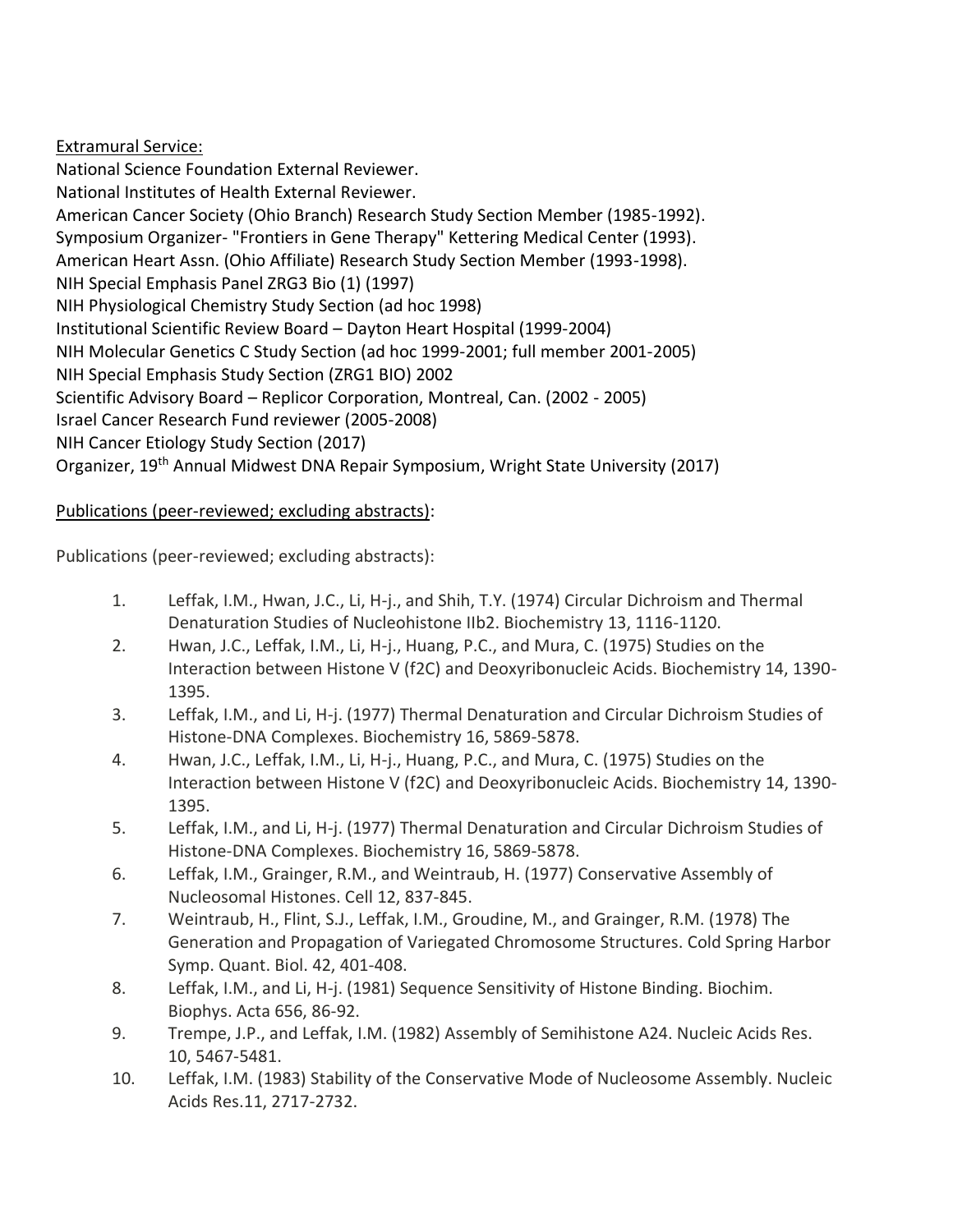Extramural Service:

National Science Foundation External Reviewer.
National Institutes of Health External Reviewer.
American Cancer Society (Ohio Branch) Research Study Section Member (1985-1992).
Symposium Organizer- "Frontiers in Gene Therapy" Kettering Medical Center (1993).
American Heart Assn. (Ohio Affiliate) Research Study Section Member (1993-1998).
NIH Special Emphasis Panel ZRG3 Bio (1) (1997)
NIH Physiological Chemistry Study Section (ad hoc 1998)
Institutional Scientific Review Board – Dayton Heart Hospital (1999-2004)
NIH Molecular Genetics C Study Section (ad hoc 1999-2001; full member 2001-2005)
NIH Special Emphasis Study Section (ZRG1 BIO) 2002
Scientific Advisory Board – Replicor Corporation, Montreal, Can. (2002 - 2005)
Israel Cancer Research Fund reviewer (2005-2008)
NIH Cancer Etiology Study Section (2017)
Organizer, 19th Annual Midwest DNA Repair Symposium, Wright State University (2017)

Publications (peer-reviewed; excluding abstracts):

Publications (peer-reviewed; excluding abstracts):

1. Leffak, I.M., Hwan, J.C., Li, H-j., and Shih, T.Y. (1974) Circular Dichroism and Thermal Denaturation Studies of Nucleohistone IIb2. Biochemistry 13, 1116-1120.
2. Hwan, J.C., Leffak, I.M., Li, H-j., Huang, P.C., and Mura, C. (1975) Studies on the Interaction between Histone V (f2C) and Deoxyribonucleic Acids. Biochemistry 14, 1390-1395.
3. Leffak, I.M., and Li, H-j. (1977) Thermal Denaturation and Circular Dichroism Studies of Histone-DNA Complexes. Biochemistry 16, 5869-5878.
4. Hwan, J.C., Leffak, I.M., Li, H-j., Huang, P.C., and Mura, C. (1975) Studies on the Interaction between Histone V (f2C) and Deoxyribonucleic Acids. Biochemistry 14, 1390-1395.
5. Leffak, I.M., and Li, H-j. (1977) Thermal Denaturation and Circular Dichroism Studies of Histone-DNA Complexes. Biochemistry 16, 5869-5878.
6. Leffak, I.M., Grainger, R.M., and Weintraub, H. (1977) Conservative Assembly of Nucleosomal Histones. Cell 12, 837-845.
7. Weintraub, H., Flint, S.J., Leffak, I.M., Groudine, M., and Grainger, R.M. (1978) The Generation and Propagation of Variegated Chromosome Structures. Cold Spring Harbor Symp. Quant. Biol. 42, 401-408.
8. Leffak, I.M., and Li, H-j. (1981) Sequence Sensitivity of Histone Binding. Biochim. Biophys. Acta 656, 86-92.
9. Trempe, J.P., and Leffak, I.M. (1982) Assembly of Semihistone A24. Nucleic Acids Res. 10, 5467-5481.
10. Leffak, I.M. (1983) Stability of the Conservative Mode of Nucleosome Assembly. Nucleic Acids Res.11, 2717-2732.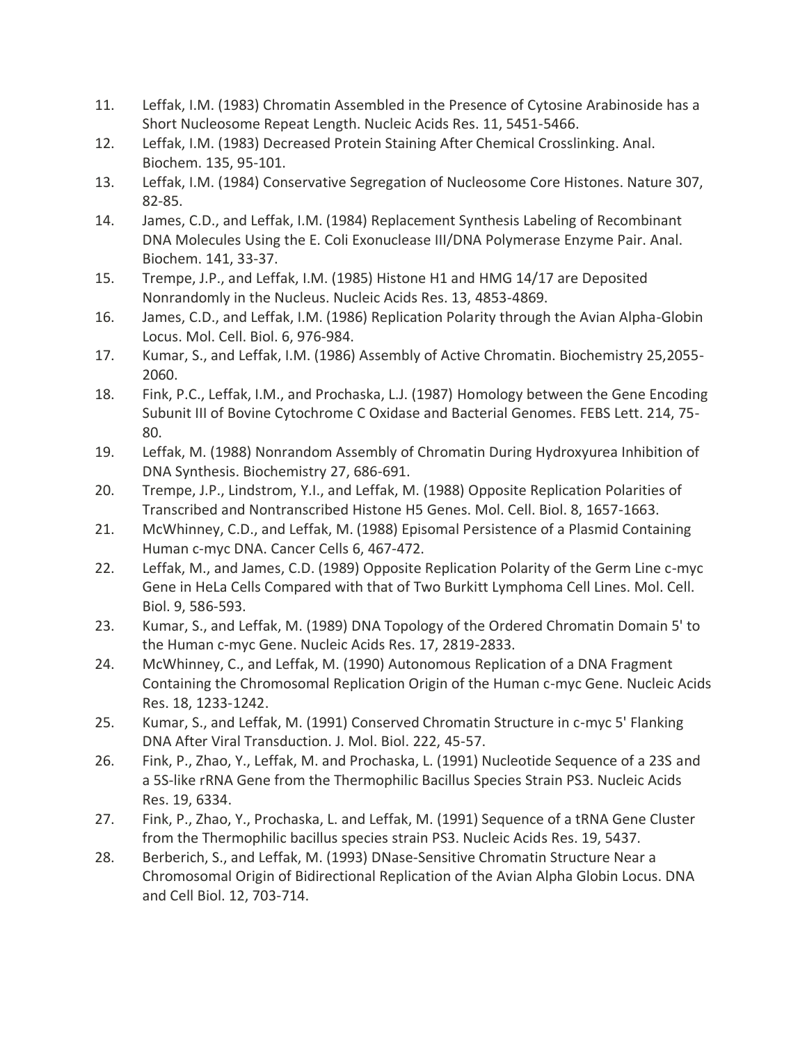11. Leffak, I.M. (1983) Chromatin Assembled in the Presence of Cytosine Arabinoside has a Short Nucleosome Repeat Length. Nucleic Acids Res. 11, 5451-5466.
12. Leffak, I.M. (1983) Decreased Protein Staining After Chemical Crosslinking. Anal. Biochem. 135, 95-101.
13. Leffak, I.M. (1984) Conservative Segregation of Nucleosome Core Histones. Nature 307, 82-85.
14. James, C.D., and Leffak, I.M. (1984) Replacement Synthesis Labeling of Recombinant DNA Molecules Using the E. Coli Exonuclease III/DNA Polymerase Enzyme Pair. Anal. Biochem. 141, 33-37.
15. Trempe, J.P., and Leffak, I.M. (1985) Histone H1 and HMG 14/17 are Deposited Nonrandomly in the Nucleus. Nucleic Acids Res. 13, 4853-4869.
16. James, C.D., and Leffak, I.M. (1986) Replication Polarity through the Avian Alpha-Globin Locus. Mol. Cell. Biol. 6, 976-984.
17. Kumar, S., and Leffak, I.M. (1986) Assembly of Active Chromatin. Biochemistry 25,2055-2060.
18. Fink, P.C., Leffak, I.M., and Prochaska, L.J. (1987) Homology between the Gene Encoding Subunit III of Bovine Cytochrome C Oxidase and Bacterial Genomes. FEBS Lett. 214, 75-80.
19. Leffak, M. (1988) Nonrandom Assembly of Chromatin During Hydroxyurea Inhibition of DNA Synthesis. Biochemistry 27, 686-691.
20. Trempe, J.P., Lindstrom, Y.I., and Leffak, M. (1988) Opposite Replication Polarities of Transcribed and Nontranscribed Histone H5 Genes. Mol. Cell. Biol. 8, 1657-1663.
21. McWhinney, C.D., and Leffak, M. (1988) Episomal Persistence of a Plasmid Containing Human c-myc DNA. Cancer Cells 6, 467-472.
22. Leffak, M., and James, C.D. (1989) Opposite Replication Polarity of the Germ Line c-myc Gene in HeLa Cells Compared with that of Two Burkitt Lymphoma Cell Lines. Mol. Cell. Biol. 9, 586-593.
23. Kumar, S., and Leffak, M. (1989) DNA Topology of the Ordered Chromatin Domain 5' to the Human c-myc Gene. Nucleic Acids Res. 17, 2819-2833.
24. McWhinney, C., and Leffak, M. (1990) Autonomous Replication of a DNA Fragment Containing the Chromosomal Replication Origin of the Human c-myc Gene. Nucleic Acids Res. 18, 1233-1242.
25. Kumar, S., and Leffak, M. (1991) Conserved Chromatin Structure in c-myc 5' Flanking DNA After Viral Transduction. J. Mol. Biol. 222, 45-57.
26. Fink, P., Zhao, Y., Leffak, M. and Prochaska, L. (1991) Nucleotide Sequence of a 23S and a 5S-like rRNA Gene from the Thermophilic Bacillus Species Strain PS3. Nucleic Acids Res. 19, 6334.
27. Fink, P., Zhao, Y., Prochaska, L. and Leffak, M. (1991) Sequence of a tRNA Gene Cluster from the Thermophilic bacillus species strain PS3. Nucleic Acids Res. 19, 5437.
28. Berberich, S., and Leffak, M. (1993) DNase-Sensitive Chromatin Structure Near a Chromosomal Origin of Bidirectional Replication of the Avian Alpha Globin Locus. DNA and Cell Biol. 12, 703-714.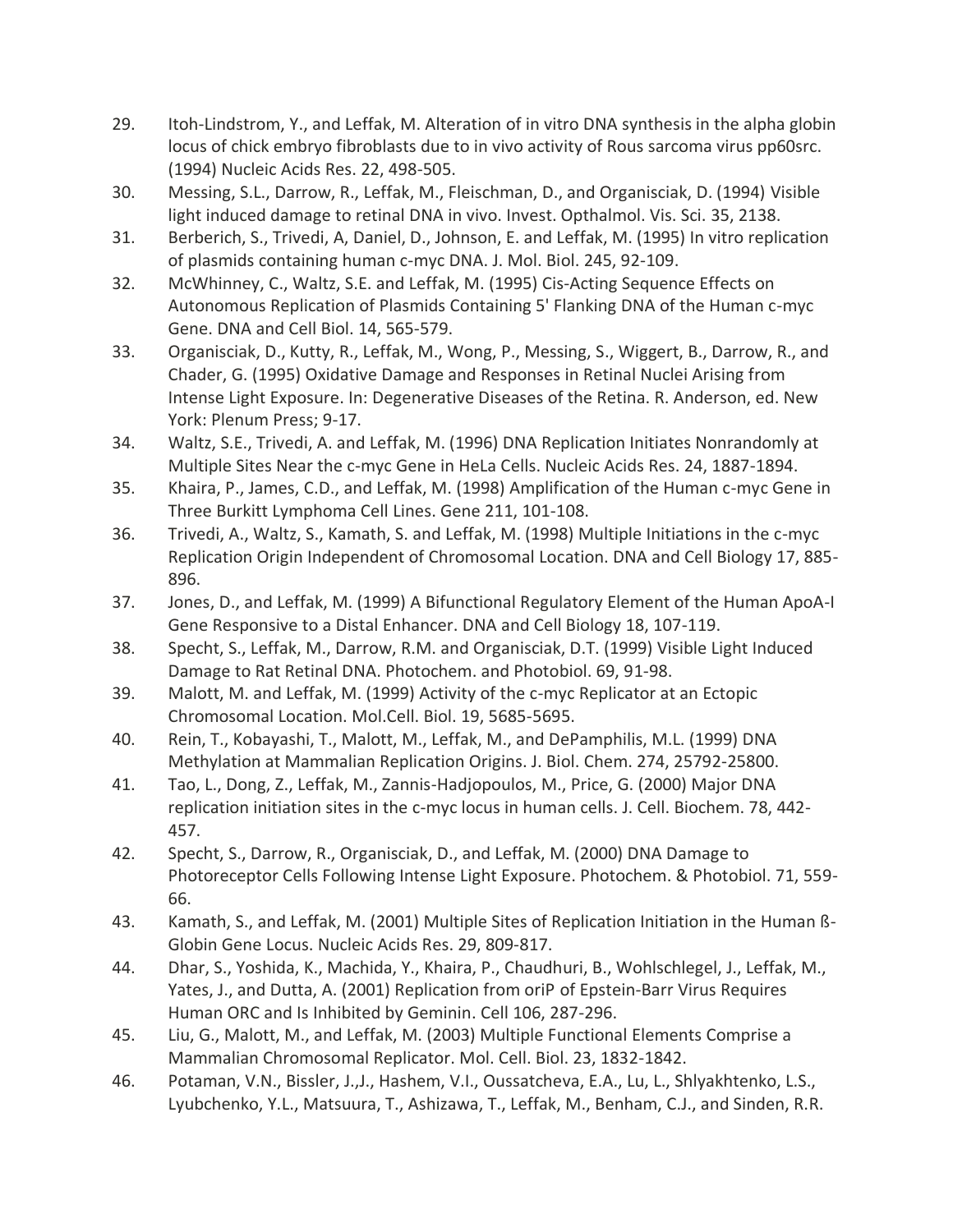29. Itoh-Lindstrom, Y., and Leffak, M. Alteration of in vitro DNA synthesis in the alpha globin locus of chick embryo fibroblasts due to in vivo activity of Rous sarcoma virus pp60src. (1994) Nucleic Acids Res. 22, 498-505.
30. Messing, S.L., Darrow, R., Leffak, M., Fleischman, D., and Organisciak, D. (1994) Visible light induced damage to retinal DNA in vivo. Invest. Opthalmol. Vis. Sci. 35, 2138.
31. Berberich, S., Trivedi, A, Daniel, D., Johnson, E. and Leffak, M. (1995) In vitro replication of plasmids containing human c-myc DNA. J. Mol. Biol. 245, 92-109.
32. McWhinney, C., Waltz, S.E. and Leffak, M. (1995) Cis-Acting Sequence Effects on Autonomous Replication of Plasmids Containing 5' Flanking DNA of the Human c-myc Gene. DNA and Cell Biol. 14, 565-579.
33. Organisciak, D., Kutty, R., Leffak, M., Wong, P., Messing, S., Wiggert, B., Darrow, R., and Chader, G. (1995) Oxidative Damage and Responses in Retinal Nuclei Arising from Intense Light Exposure. In: Degenerative Diseases of the Retina. R. Anderson, ed. New York: Plenum Press; 9-17.
34. Waltz, S.E., Trivedi, A. and Leffak, M. (1996) DNA Replication Initiates Nonrandomly at Multiple Sites Near the c-myc Gene in HeLa Cells. Nucleic Acids Res. 24, 1887-1894.
35. Khaira, P., James, C.D., and Leffak, M. (1998) Amplification of the Human c-myc Gene in Three Burkitt Lymphoma Cell Lines. Gene 211, 101-108.
36. Trivedi, A., Waltz, S., Kamath, S. and Leffak, M. (1998) Multiple Initiations in the c-myc Replication Origin Independent of Chromosomal Location. DNA and Cell Biology 17, 885-896.
37. Jones, D., and Leffak, M. (1999) A Bifunctional Regulatory Element of the Human ApoA-I Gene Responsive to a Distal Enhancer. DNA and Cell Biology 18, 107-119.
38. Specht, S., Leffak, M., Darrow, R.M. and Organisciak, D.T. (1999) Visible Light Induced Damage to Rat Retinal DNA. Photochem. and Photobiol. 69, 91-98.
39. Malott, M. and Leffak, M. (1999) Activity of the c-myc Replicator at an Ectopic Chromosomal Location. Mol.Cell. Biol. 19, 5685-5695.
40. Rein, T., Kobayashi, T., Malott, M., Leffak, M., and DePamphilis, M.L. (1999) DNA Methylation at Mammalian Replication Origins. J. Biol. Chem. 274, 25792-25800.
41. Tao, L., Dong, Z., Leffak, M., Zannis-Hadjopoulos, M., Price, G. (2000) Major DNA replication initiation sites in the c-myc locus in human cells. J. Cell. Biochem. 78, 442-457.
42. Specht, S., Darrow, R., Organisciak, D., and Leffak, M. (2000) DNA Damage to Photoreceptor Cells Following Intense Light Exposure. Photochem. & Photobiol. 71, 559-66.
43. Kamath, S., and Leffak, M. (2001) Multiple Sites of Replication Initiation in the Human ß-Globin Gene Locus. Nucleic Acids Res. 29, 809-817.
44. Dhar, S., Yoshida, K., Machida, Y., Khaira, P., Chaudhuri, B., Wohlschlegel, J., Leffak, M., Yates, J., and Dutta, A. (2001) Replication from oriP of Epstein-Barr Virus Requires Human ORC and Is Inhibited by Geminin. Cell 106, 287-296.
45. Liu, G., Malott, M., and Leffak, M. (2003) Multiple Functional Elements Comprise a Mammalian Chromosomal Replicator. Mol. Cell. Biol. 23, 1832-1842.
46. Potaman, V.N., Bissler, J.,J., Hashem, V.I., Oussatcheva, E.A., Lu, L., Shlyakhtenko, L.S., Lyubchenko, Y.L., Matsuura, T., Ashizawa, T., Leffak, M., Benham, C.J., and Sinden, R.R.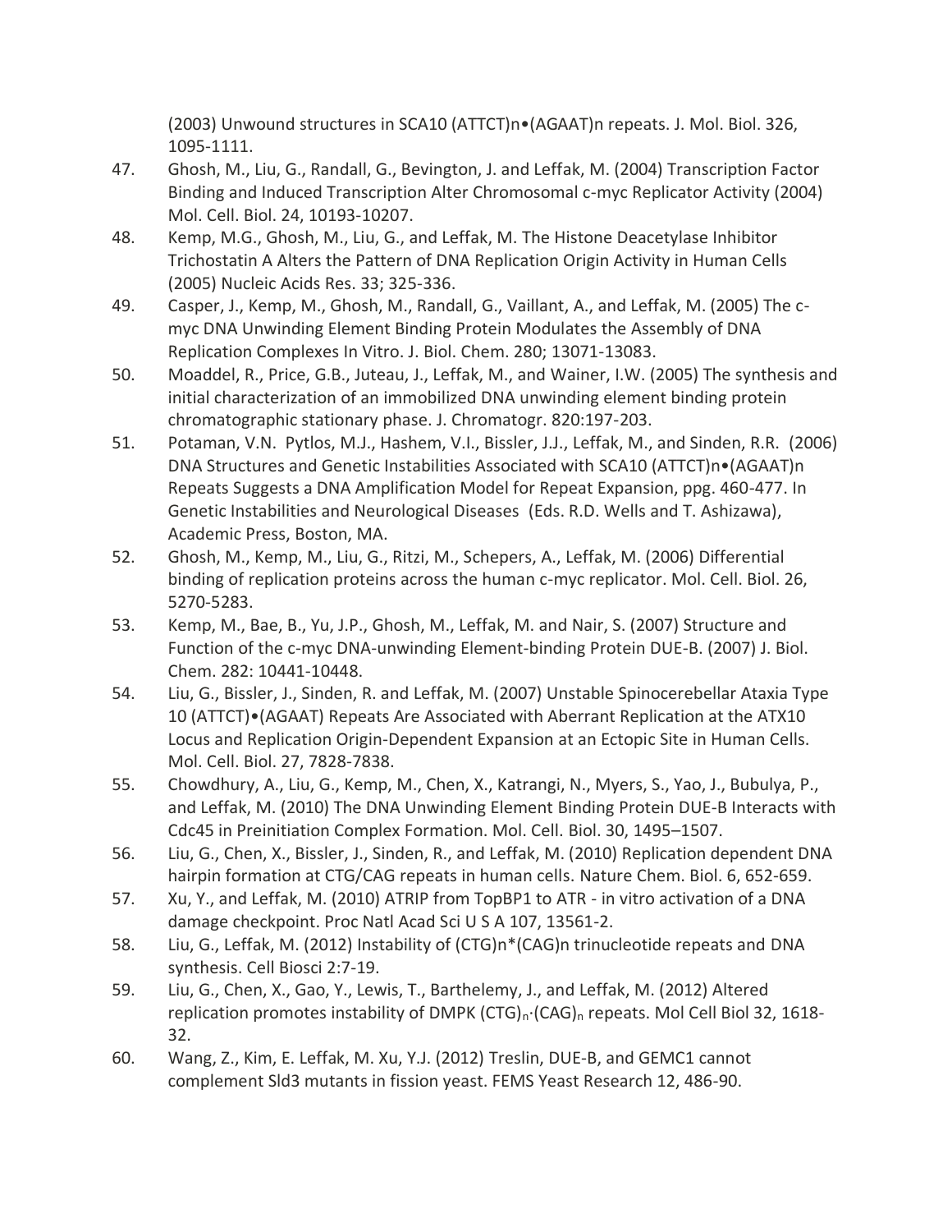(2003) Unwound structures in SCA10 (ATTCT)n•(AGAAT)n repeats. J. Mol. Biol. 326, 1095-1111.

47. Ghosh, M., Liu, G., Randall, G., Bevington, J. and Leffak, M. (2004) Transcription Factor Binding and Induced Transcription Alter Chromosomal c-myc Replicator Activity (2004) Mol. Cell. Biol. 24, 10193-10207.
48. Kemp, M.G., Ghosh, M., Liu, G., and Leffak, M. The Histone Deacetylase Inhibitor Trichostatin A Alters the Pattern of DNA Replication Origin Activity in Human Cells (2005) Nucleic Acids Res. 33; 325-336.
49. Casper, J., Kemp, M., Ghosh, M., Randall, G., Vaillant, A., and Leffak, M. (2005) The c-myc DNA Unwinding Element Binding Protein Modulates the Assembly of DNA Replication Complexes In Vitro. J. Biol. Chem. 280; 13071-13083.
50. Moaddel, R., Price, G.B., Juteau, J., Leffak, M., and Wainer, I.W. (2005) The synthesis and initial characterization of an immobilized DNA unwinding element binding protein chromatographic stationary phase. J. Chromatogr. 820:197-203.
51. Potaman, V.N. Pytlos, M.J., Hashem, V.I., Bissler, J.J., Leffak, M., and Sinden, R.R. (2006) DNA Structures and Genetic Instabilities Associated with SCA10 (ATTCT)n•(AGAAT)n Repeats Suggests a DNA Amplification Model for Repeat Expansion, ppg. 460-477. In Genetic Instabilities and Neurological Diseases (Eds. R.D. Wells and T. Ashizawa), Academic Press, Boston, MA.
52. Ghosh, M., Kemp, M., Liu, G., Ritzi, M., Schepers, A., Leffak, M. (2006) Differential binding of replication proteins across the human c-myc replicator. Mol. Cell. Biol. 26, 5270-5283.
53. Kemp, M., Bae, B., Yu, J.P., Ghosh, M., Leffak, M. and Nair, S. (2007) Structure and Function of the c-myc DNA-unwinding Element-binding Protein DUE-B. (2007) J. Biol. Chem. 282: 10441-10448.
54. Liu, G., Bissler, J., Sinden, R. and Leffak, M. (2007) Unstable Spinocerebellar Ataxia Type 10 (ATTCT)•(AGAAT) Repeats Are Associated with Aberrant Replication at the ATX10 Locus and Replication Origin-Dependent Expansion at an Ectopic Site in Human Cells. Mol. Cell. Biol. 27, 7828-7838.
55. Chowdhury, A., Liu, G., Kemp, M., Chen, X., Katrangi, N., Myers, S., Yao, J., Bubulya, P., and Leffak, M. (2010) The DNA Unwinding Element Binding Protein DUE-B Interacts with Cdc45 in Preinitiation Complex Formation. Mol. Cell. Biol. 30, 1495–1507.
56. Liu, G., Chen, X., Bissler, J., Sinden, R., and Leffak, M. (2010) Replication dependent DNA hairpin formation at CTG/CAG repeats in human cells. Nature Chem. Biol. 6, 652-659.
57. Xu, Y., and Leffak, M. (2010) ATRIP from TopBP1 to ATR - in vitro activation of a DNA damage checkpoint. Proc Natl Acad Sci U S A 107, 13561-2.
58. Liu, G., Leffak, M. (2012) Instability of (CTG)n*(CAG)n trinucleotide repeats and DNA synthesis. Cell Biosci 2:7-19.
59. Liu, G., Chen, X., Gao, Y., Lewis, T., Barthelemy, J., and Leffak, M. (2012) Altered replication promotes instability of DMPK $(CTG)_n{\cdot}(CAG)_n$ repeats. Mol Cell Biol 32, 1618-32.
60. Wang, Z., Kim, E. Leffak, M. Xu, Y.J. (2012) Treslin, DUE-B, and GEMC1 cannot complement Sld3 mutants in fission yeast. FEMS Yeast Research 12, 486-90.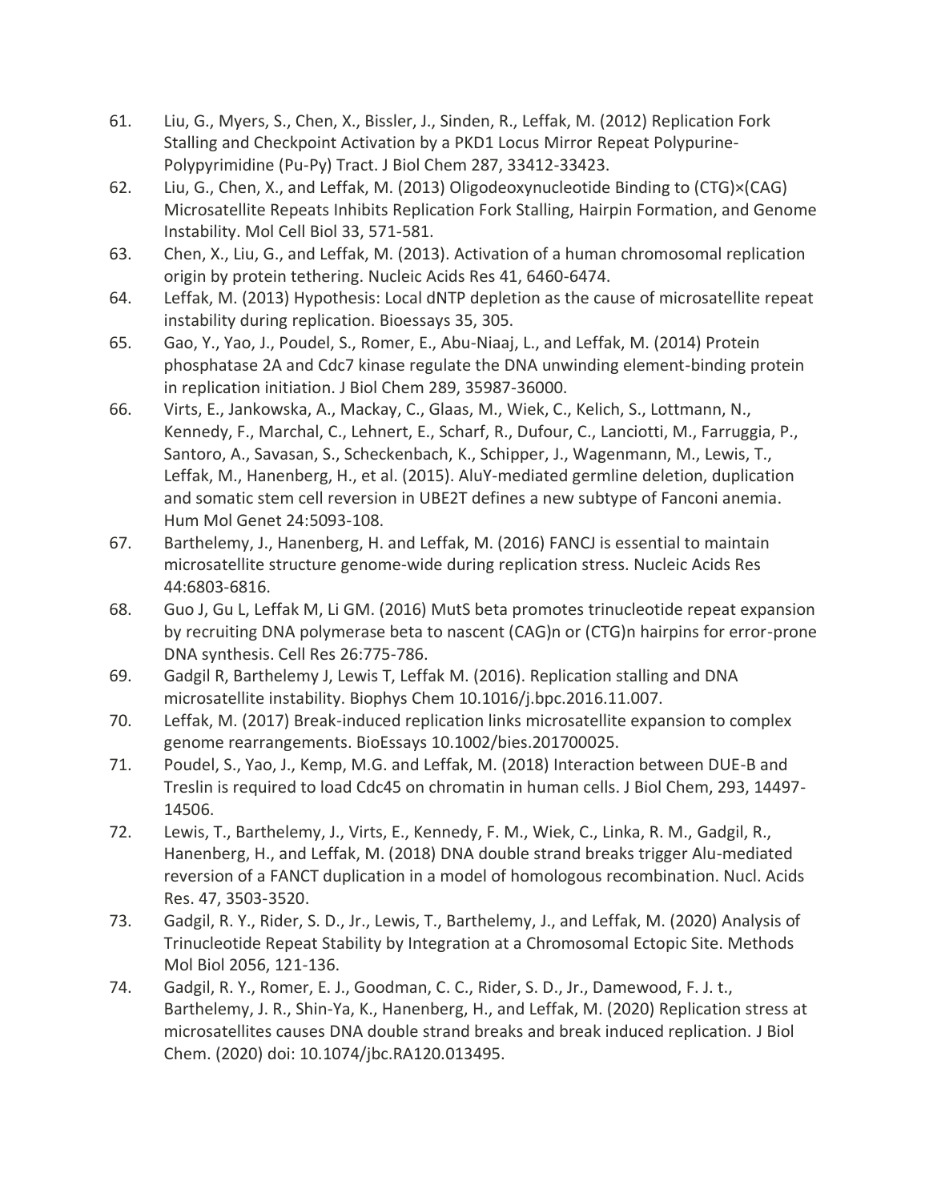61. Liu, G., Myers, S., Chen, X., Bissler, J., Sinden, R., Leffak, M. (2012) Replication Fork Stalling and Checkpoint Activation by a PKD1 Locus Mirror Repeat Polypurine-Polypyrimidine (Pu-Py) Tract. J Biol Chem 287, 33412-33423.
62. Liu, G., Chen, X., and Leffak, M. (2013) Oligodeoxynucleotide Binding to (CTG)×(CAG) Microsatellite Repeats Inhibits Replication Fork Stalling, Hairpin Formation, and Genome Instability. Mol Cell Biol 33, 571-581.
63. Chen, X., Liu, G., and Leffak, M. (2013). Activation of a human chromosomal replication origin by protein tethering. Nucleic Acids Res 41, 6460-6474.
64. Leffak, M. (2013) Hypothesis: Local dNTP depletion as the cause of microsatellite repeat instability during replication. Bioessays 35, 305.
65. Gao, Y., Yao, J., Poudel, S., Romer, E., Abu-Niaaj, L., and Leffak, M. (2014) Protein phosphatase 2A and Cdc7 kinase regulate the DNA unwinding element-binding protein in replication initiation. J Biol Chem 289, 35987-36000.
66. Virts, E., Jankowska, A., Mackay, C., Glaas, M., Wiek, C., Kelich, S., Lottmann, N., Kennedy, F., Marchal, C., Lehnert, E., Scharf, R., Dufour, C., Lanciotti, M., Farruggia, P., Santoro, A., Savasan, S., Scheckenbach, K., Schipper, J., Wagenmann, M., Lewis, T., Leffak, M., Hanenberg, H., et al. (2015). AluY-mediated germline deletion, duplication and somatic stem cell reversion in UBE2T defines a new subtype of Fanconi anemia. Hum Mol Genet 24:5093-108.
67. Barthelemy, J., Hanenberg, H. and Leffak, M. (2016) FANCJ is essential to maintain microsatellite structure genome-wide during replication stress. Nucleic Acids Res 44:6803-6816.
68. Guo J, Gu L, Leffak M, Li GM. (2016) MutS beta promotes trinucleotide repeat expansion by recruiting DNA polymerase beta to nascent (CAG)n or (CTG)n hairpins for error-prone DNA synthesis. Cell Res 26:775-786.
69. Gadgil R, Barthelemy J, Lewis T, Leffak M. (2016). Replication stalling and DNA microsatellite instability. Biophys Chem 10.1016/j.bpc.2016.11.007.
70. Leffak, M. (2017) Break-induced replication links microsatellite expansion to complex genome rearrangements. BioEssays 10.1002/bies.201700025.
71. Poudel, S., Yao, J., Kemp, M.G. and Leffak, M. (2018) Interaction between DUE-B and Treslin is required to load Cdc45 on chromatin in human cells. J Biol Chem, 293, 14497-14506.
72. Lewis, T., Barthelemy, J., Virts, E., Kennedy, F. M., Wiek, C., Linka, R. M., Gadgil, R., Hanenberg, H., and Leffak, M. (2018) DNA double strand breaks trigger Alu-mediated reversion of a FANCT duplication in a model of homologous recombination. Nucl. Acids Res. 47, 3503-3520.
73. Gadgil, R. Y., Rider, S. D., Jr., Lewis, T., Barthelemy, J., and Leffak, M. (2020) Analysis of Trinucleotide Repeat Stability by Integration at a Chromosomal Ectopic Site. Methods Mol Biol 2056, 121-136.
74. Gadgil, R. Y., Romer, E. J., Goodman, C. C., Rider, S. D., Jr., Damewood, F. J. t., Barthelemy, J. R., Shin-Ya, K., Hanenberg, H., and Leffak, M. (2020) Replication stress at microsatellites causes DNA double strand breaks and break induced replication. J Biol Chem. (2020) doi: 10.1074/jbc.RA120.013495.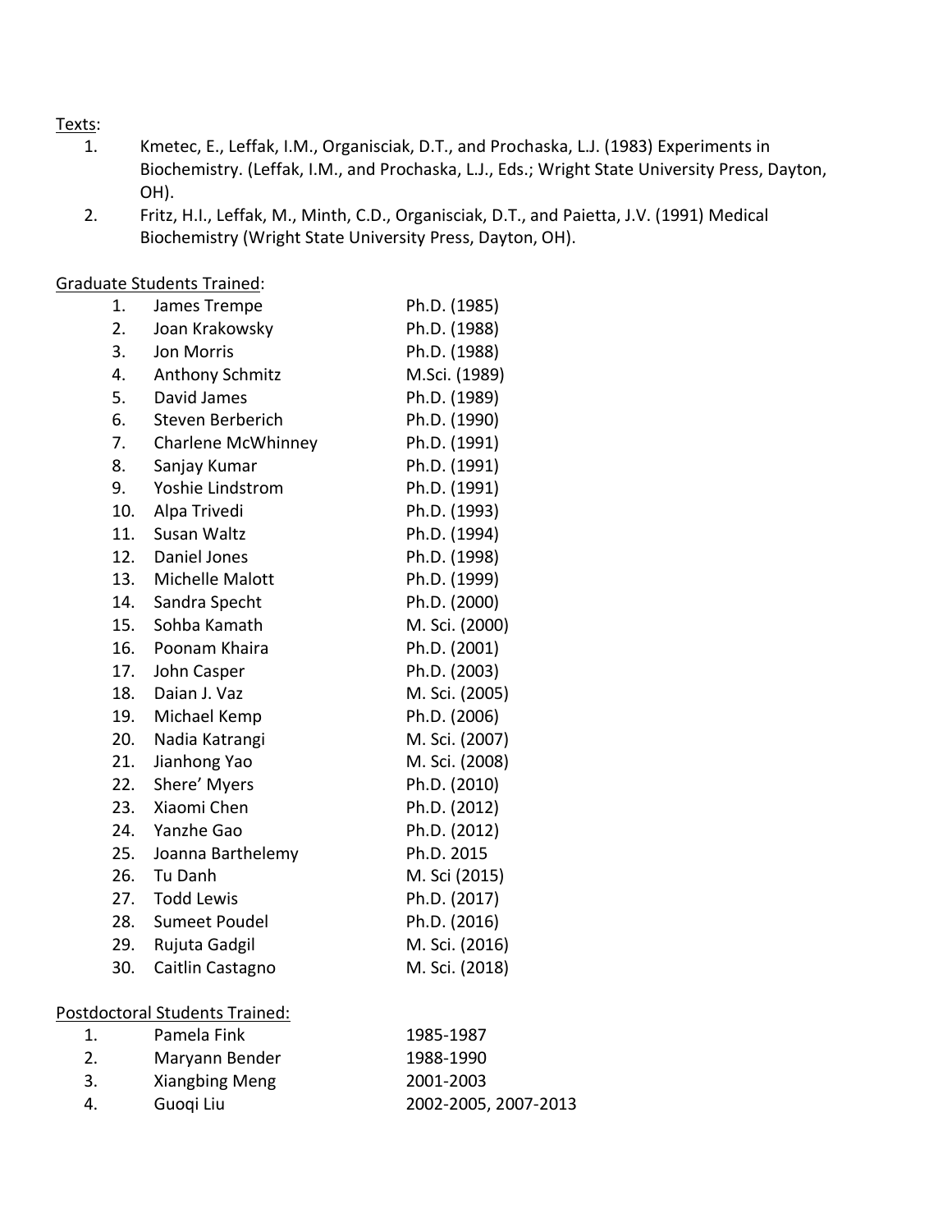Texts:

1. Kmetec, E., Leffak, I.M., Organisciak, D.T., and Prochaska, L.J. (1983) Experiments in Biochemistry. (Leffak, I.M., and Prochaska, L.J., Eds.; Wright State University Press, Dayton, OH).
2. Fritz, H.I., Leffak, M., Minth, C.D., Organisciak, D.T., and Paietta, J.V. (1991) Medical Biochemistry (Wright State University Press, Dayton, OH).

Graduate Students Trained:

| | | |
|---|---|---|
| 1. | James Trempe | Ph.D. (1985) |
| 2. | Joan Krakowsky | Ph.D. (1988) |
| 3. | Jon Morris | Ph.D. (1988) |
| 4. | Anthony Schmitz | M.Sci. (1989) |
| 5. | David James | Ph.D. (1989) |
| 6. | Steven Berberich | Ph.D. (1990) |
| 7. | Charlene McWhinney | Ph.D. (1991) |
| 8. | Sanjay Kumar | Ph.D. (1991) |
| 9. | Yoshie Lindstrom | Ph.D. (1991) |
| 10. | Alpa Trivedi | Ph.D. (1993) |
| 11. | Susan Waltz | Ph.D. (1994) |
| 12. | Daniel Jones | Ph.D. (1998) |
| 13. | Michelle Malott | Ph.D. (1999) |
| 14. | Sandra Specht | Ph.D. (2000) |
| 15. | Sohba Kamath | M. Sci. (2000) |
| 16. | Poonam Khaira | Ph.D. (2001) |
| 17. | John Casper | Ph.D. (2003) |
| 18. | Daian J. Vaz | M. Sci. (2005) |
| 19. | Michael Kemp | Ph.D. (2006) |
| 20. | Nadia Katrangi | M. Sci. (2007) |
| 21. | Jianhong Yao | M. Sci. (2008) |
| 22. | Shere' Myers | Ph.D. (2010) |
| 23. | Xiaomi Chen | Ph.D. (2012) |
| 24. | Yanzhe Gao | Ph.D. (2012) |
| 25. | Joanna Barthelemy | Ph.D. 2015 |
| 26. | Tu Danh | M. Sci (2015) |
| 27. | Todd Lewis | Ph.D. (2017) |
| 28. | Sumeet Poudel | Ph.D. (2016) |
| 29. | Rujuta Gadgil | M. Sci. (2016) |
| 30. | Caitlin Castagno | M. Sci. (2018) |

Postdoctoral Students Trained:

| | | |
|---|---|---|
| 1. | Pamela Fink | 1985-1987 |
| 2. | Maryann Bender | 1988-1990 |
| 3. | Xiangbing Meng | 2001-2003 |
| 4. | Guoqi Liu | 2002-2005, 2007-2013 |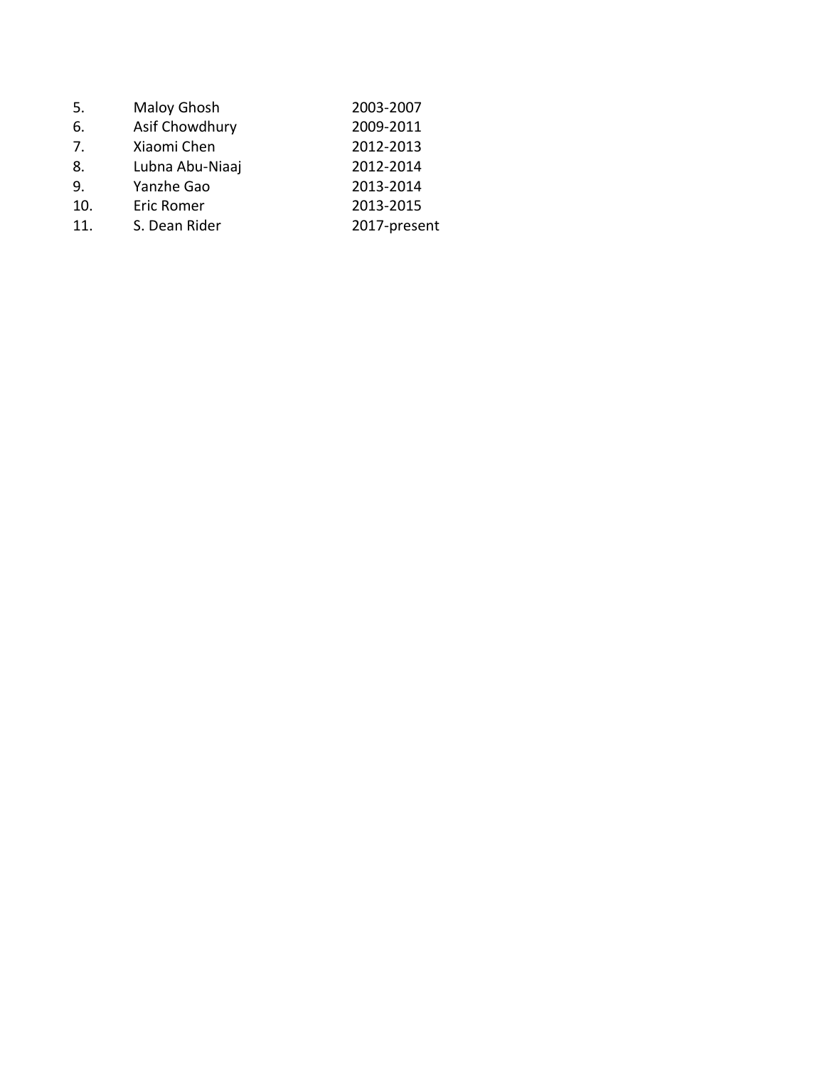| | | |
|---|---|---|
| 5. | Maloy Ghosh | 2003-2007 |
| 6. | Asif Chowdhury | 2009-2011 |
| 7. | Xiaomi Chen | 2012-2013 |
| 8. | Lubna Abu-Niaaj | 2012-2014 |
| 9. | Yanzhe Gao | 2013-2014 |
| 10. | Eric Romer | 2013-2015 |
| 11. | S. Dean Rider | 2017-present |